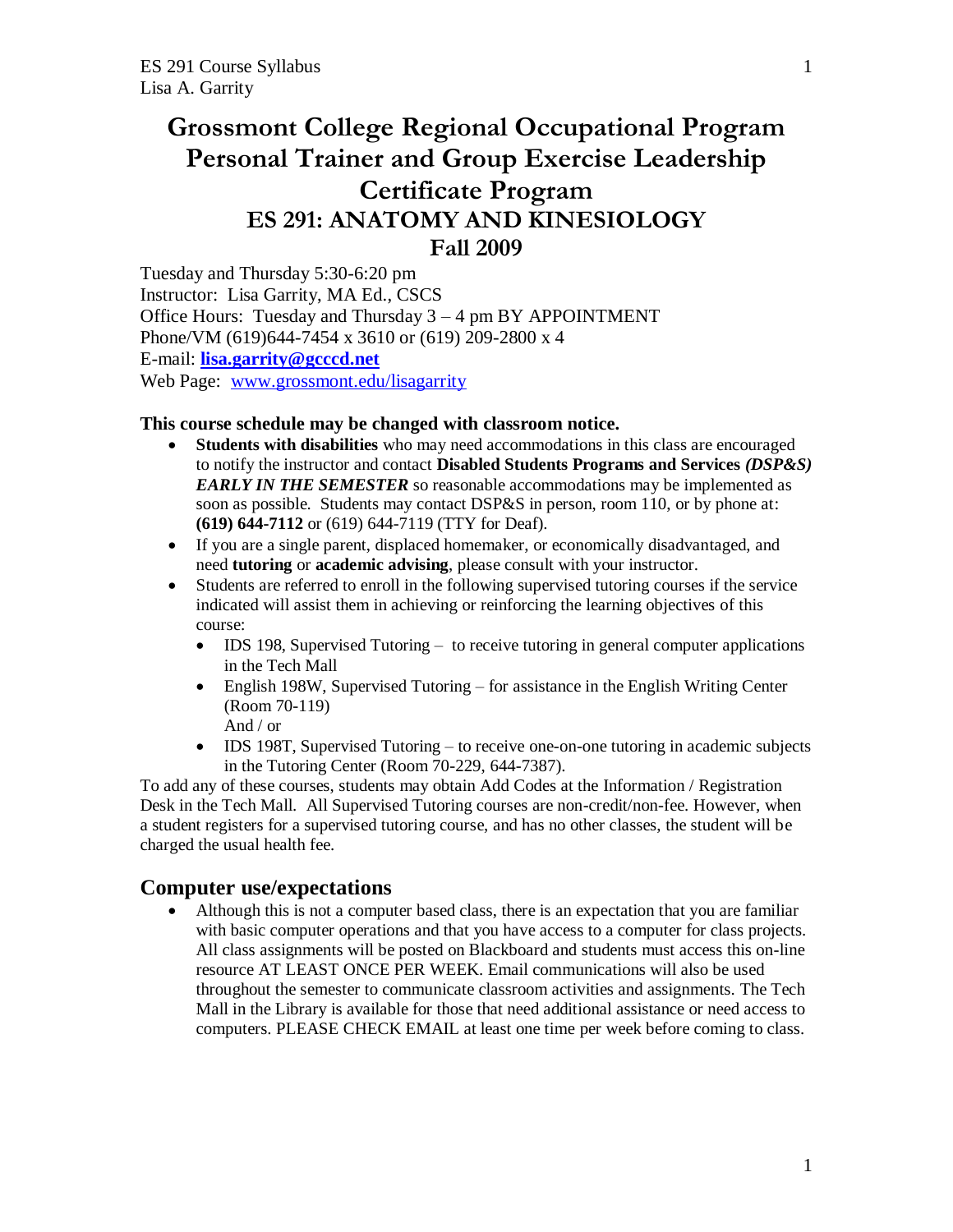# Grossmont College Regional Occupational Program Personal Trainer and Group Exercise Leadership Certificate Program

## ES 291: ANATOMY AND KINESIOLOGY

## Fall 2009

Tuesday and Thursday 5:30-6:20 pm
Instructor: Lisa Garrity, MA Ed., CSCS
Office Hours: Tuesday and Thursday 3 – 4 pm BY APPOINTMENT
Phone/VM (619)644-7454 x 3610 or (619) 209-2800 x 4
E-mail: **lisa.garrity@gcccd.net**
Web Page: www.grossmont.edu/lisagarrity

**This course schedule may be changed with classroom notice.**

- **Students with disabilities** who may need accommodations in this class are encouraged to notify the instructor and contact **Disabled Students Programs and Services *(DSP&S)*** ***EARLY IN THE SEMESTER*** so reasonable accommodations may be implemented as soon as possible. Students may contact DSP&S in person, room 110, or by phone at: **(619) 644-7112** or (619) 644-7119 (TTY for Deaf).
- If you are a single parent, displaced homemaker, or economically disadvantaged, and need **tutoring** or **academic advising**, please consult with your instructor.
- Students are referred to enroll in the following supervised tutoring courses if the service indicated will assist them in achieving or reinforcing the learning objectives of this course:
  - IDS 198, Supervised Tutoring – to receive tutoring in general computer applications in the Tech Mall
  - English 198W, Supervised Tutoring – for assistance in the English Writing Center (Room 70-119)
    And / or
  - IDS 198T, Supervised Tutoring – to receive one-on-one tutoring in academic subjects in the Tutoring Center (Room 70-229, 644-7387).

To add any of these courses, students may obtain Add Codes at the Information / Registration Desk in the Tech Mall. All Supervised Tutoring courses are non-credit/non-fee. However, when a student registers for a supervised tutoring course, and has no other classes, the student will be charged the usual health fee.

## Computer use/expectations

- Although this is not a computer based class, there is an expectation that you are familiar with basic computer operations and that you have access to a computer for class projects. All class assignments will be posted on Blackboard and students must access this on-line resource AT LEAST ONCE PER WEEK. Email communications will also be used throughout the semester to communicate classroom activities and assignments. The Tech Mall in the Library is available for those that need additional assistance or need access to computers. PLEASE CHECK EMAIL at least one time per week before coming to class.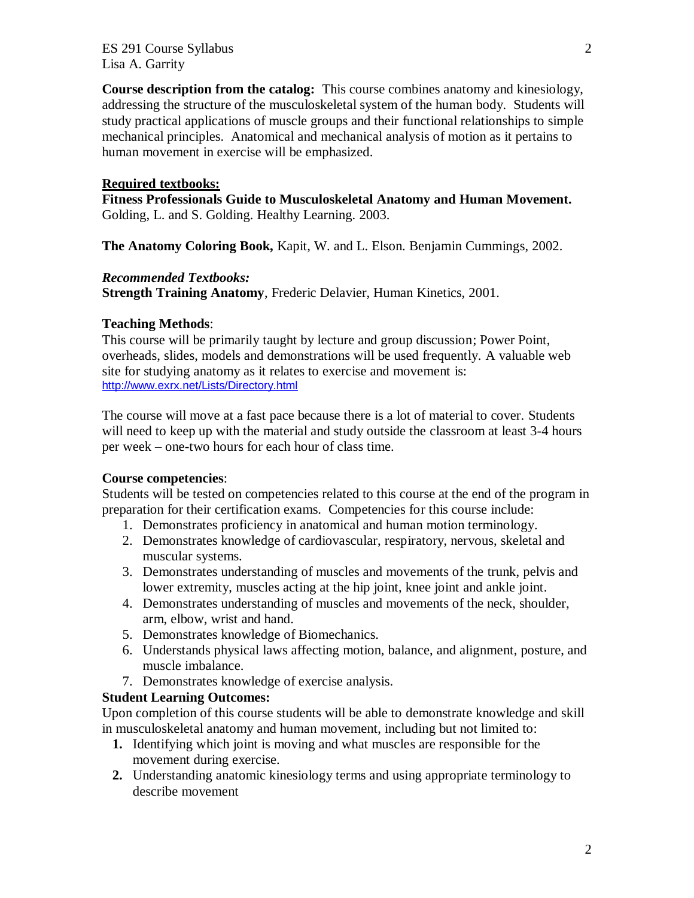**Course description from the catalog:** This course combines anatomy and kinesiology, addressing the structure of the musculoskeletal system of the human body. Students will study practical applications of muscle groups and their functional relationships to simple mechanical principles. Anatomical and mechanical analysis of motion as it pertains to human movement in exercise will be emphasized.

**Required textbooks:**

**Fitness Professionals Guide to Musculoskeletal Anatomy and Human Movement.** Golding, L. and S. Golding. Healthy Learning. 2003.

**The Anatomy Coloring Book,** Kapit, W. and L. Elson. Benjamin Cummings, 2002.

***Recommended Textbooks:***

**Strength Training Anatomy**, Frederic Delavier, Human Kinetics, 2001.

**Teaching Methods**:

This course will be primarily taught by lecture and group discussion; Power Point, overheads, slides, models and demonstrations will be used frequently. A valuable web site for studying anatomy as it relates to exercise and movement is: http://www.exrx.net/Lists/Directory.html

The course will move at a fast pace because there is a lot of material to cover. Students will need to keep up with the material and study outside the classroom at least 3-4 hours per week – one-two hours for each hour of class time.

**Course competencies**:

Students will be tested on competencies related to this course at the end of the program in preparation for their certification exams. Competencies for this course include:

1. Demonstrates proficiency in anatomical and human motion terminology.
2. Demonstrates knowledge of cardiovascular, respiratory, nervous, skeletal and muscular systems.
3. Demonstrates understanding of muscles and movements of the trunk, pelvis and lower extremity, muscles acting at the hip joint, knee joint and ankle joint.
4. Demonstrates understanding of muscles and movements of the neck, shoulder, arm, elbow, wrist and hand.
5. Demonstrates knowledge of Biomechanics.
6. Understands physical laws affecting motion, balance, and alignment, posture, and muscle imbalance.
7. Demonstrates knowledge of exercise analysis.

**Student Learning Outcomes:**

Upon completion of this course students will be able to demonstrate knowledge and skill in musculoskeletal anatomy and human movement, including but not limited to:

1. Identifying which joint is moving and what muscles are responsible for the movement during exercise.
2. Understanding anatomic kinesiology terms and using appropriate terminology to describe movement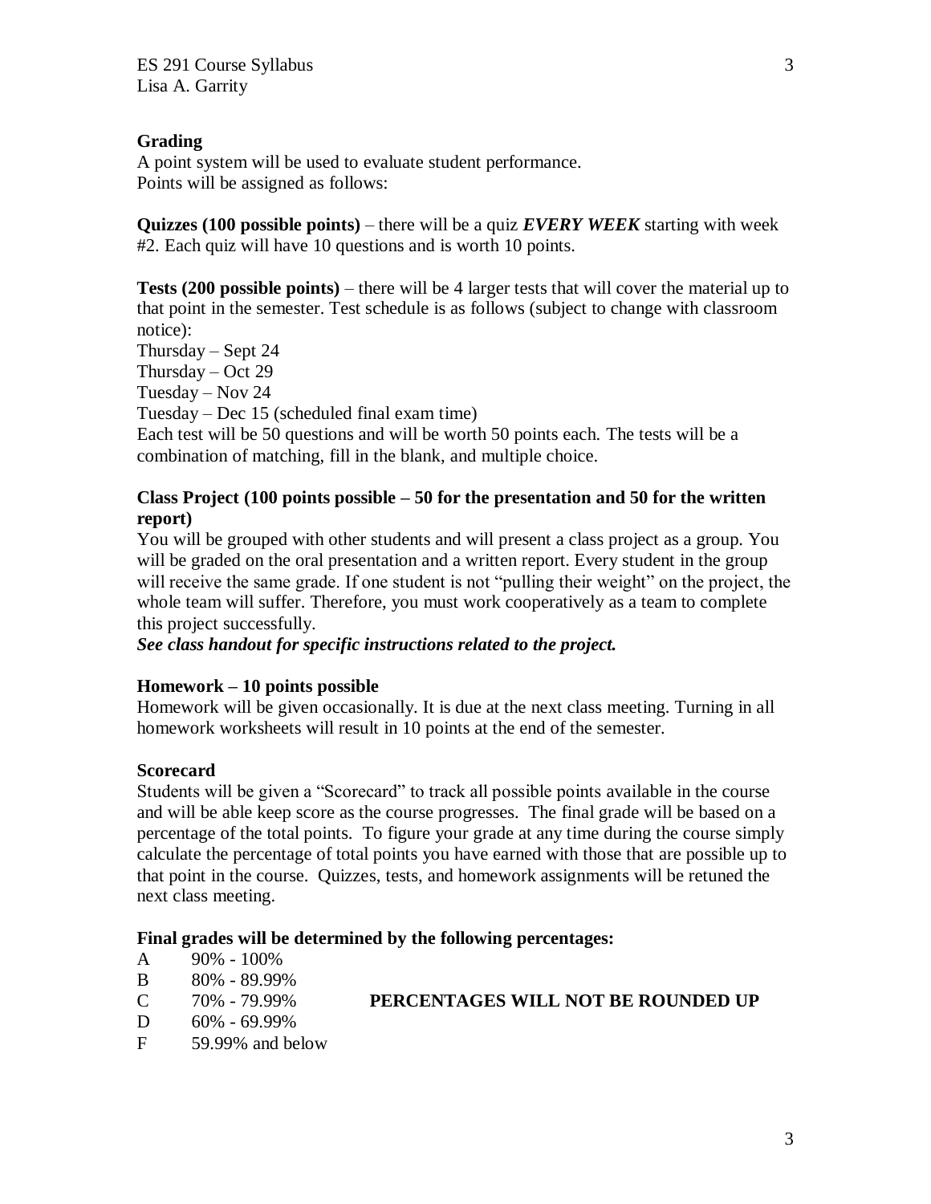## Grading

A point system will be used to evaluate student performance.
Points will be assigned as follows:

**Quizzes (100 possible points)** – there will be a quiz ***EVERY WEEK*** starting with week #2. Each quiz will have 10 questions and is worth 10 points.

**Tests (200 possible points)** – there will be 4 larger tests that will cover the material up to that point in the semester. Test schedule is as follows (subject to change with classroom notice):

Thursday – Sept 24
Thursday – Oct 29
Tuesday – Nov 24
Tuesday – Dec 15 (scheduled final exam time)

Each test will be 50 questions and will be worth 50 points each. The tests will be a combination of matching, fill in the blank, and multiple choice.

**Class Project (100 points possible – 50 for the presentation and 50 for the written report)**

You will be grouped with other students and will present a class project as a group. You will be graded on the oral presentation and a written report. Every student in the group will receive the same grade. If one student is not "pulling their weight" on the project, the whole team will suffer. Therefore, you must work cooperatively as a team to complete this project successfully.

***See class handout for specific instructions related to the project.***

**Homework – 10 points possible**

Homework will be given occasionally. It is due at the next class meeting. Turning in all homework worksheets will result in 10 points at the end of the semester.

**Scorecard**

Students will be given a "Scorecard" to track all possible points available in the course and will be able keep score as the course progresses. The final grade will be based on a percentage of the total points. To figure your grade at any time during the course simply calculate the percentage of total points you have earned with those that are possible up to that point in the course. Quizzes, tests, and homework assignments will be retuned the next class meeting.

**Final grades will be determined by the following percentages:**

A 90% - 100%
B 80% - 89.99%
C 70% - 79.99%
D 60% - 69.99%
F 59.99% and below

**PERCENTAGES WILL NOT BE ROUNDED UP**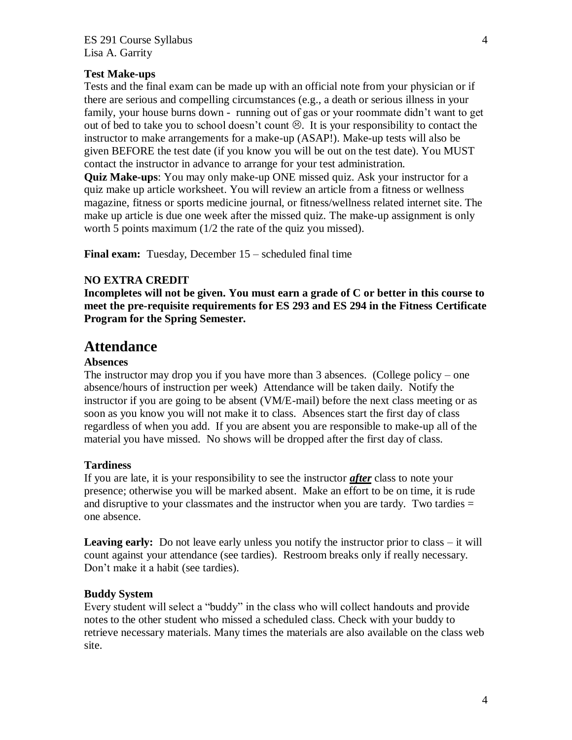**Test Make-ups**
Tests and the final exam can be made up with an official note from your physician or if there are serious and compelling circumstances (e.g., a death or serious illness in your family, your house burns down - running out of gas or your roommate didn't want to get out of bed to take you to school doesn't count ☹. It is your responsibility to contact the instructor to make arrangements for a make-up (ASAP!). Make-up tests will also be given BEFORE the test date (if you know you will be out on the test date). You MUST contact the instructor in advance to arrange for your test administration.
**Quiz Make-ups**: You may only make-up ONE missed quiz. Ask your instructor for a quiz make up article worksheet. You will review an article from a fitness or wellness magazine, fitness or sports medicine journal, or fitness/wellness related internet site. The make up article is due one week after the missed quiz. The make-up assignment is only worth 5 points maximum (1/2 the rate of the quiz you missed).

**Final exam:** Tuesday, December 15 – scheduled final time

**NO EXTRA CREDIT**
**Incompletes will not be given. You must earn a grade of C or better in this course to meet the pre-requisite requirements for ES 293 and ES 294 in the Fitness Certificate Program for the Spring Semester.**

# Attendance

**Absences**
The instructor may drop you if you have more than 3 absences. (College policy – one absence/hours of instruction per week) Attendance will be taken daily. Notify the instructor if you are going to be absent (VM/E-mail) before the next class meeting or as soon as you know you will not make it to class. Absences start the first day of class regardless of when you add. If you are absent you are responsible to make-up all of the material you have missed. No shows will be dropped after the first day of class.

**Tardiness**
If you are late, it is your responsibility to see the instructor ***after*** class to note your presence; otherwise you will be marked absent. Make an effort to be on time, it is rude and disruptive to your classmates and the instructor when you are tardy. Two tardies = one absence.

**Leaving early:** Do not leave early unless you notify the instructor prior to class – it will count against your attendance (see tardies). Restroom breaks only if really necessary. Don't make it a habit (see tardies).

**Buddy System**
Every student will select a "buddy" in the class who will collect handouts and provide notes to the other student who missed a scheduled class. Check with your buddy to retrieve necessary materials. Many times the materials are also available on the class web site.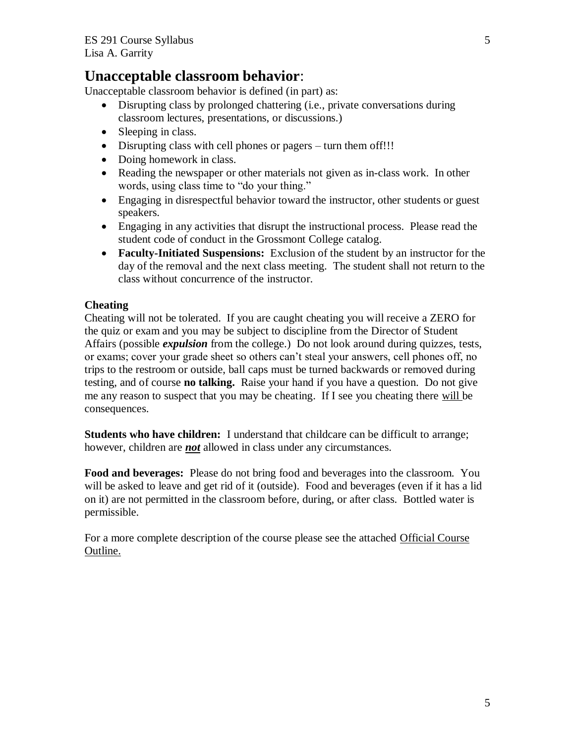## **Unacceptable classroom behavior**:

Unacceptable classroom behavior is defined (in part) as:

- Disrupting class by prolonged chattering (i.e., private conversations during classroom lectures, presentations, or discussions.)
- Sleeping in class.
- Disrupting class with cell phones or pagers – turn them off!!!
- Doing homework in class.
- Reading the newspaper or other materials not given as in-class work. In other words, using class time to "do your thing."
- Engaging in disrespectful behavior toward the instructor, other students or guest speakers.
- Engaging in any activities that disrupt the instructional process. Please read the student code of conduct in the Grossmont College catalog.
- **Faculty-Initiated Suspensions:** Exclusion of the student by an instructor for the day of the removal and the next class meeting. The student shall not return to the class without concurrence of the instructor.

**Cheating**

Cheating will not be tolerated. If you are caught cheating you will receive a ZERO for the quiz or exam and you may be subject to discipline from the Director of Student Affairs (possible ***expulsion*** from the college.) Do not look around during quizzes, tests, or exams; cover your grade sheet so others can't steal your answers, cell phones off, no trips to the restroom or outside, ball caps must be turned backwards or removed during testing, and of course **no talking.** Raise your hand if you have a question. Do not give me any reason to suspect that you may be cheating. If I see you cheating there will be consequences.

**Students who have children:** I understand that childcare can be difficult to arrange; however, children are ***not*** allowed in class under any circumstances.

**Food and beverages:** Please do not bring food and beverages into the classroom. You will be asked to leave and get rid of it (outside). Food and beverages (even if it has a lid on it) are not permitted in the classroom before, during, or after class. Bottled water is permissible.

For a more complete description of the course please see the attached Official Course Outline.